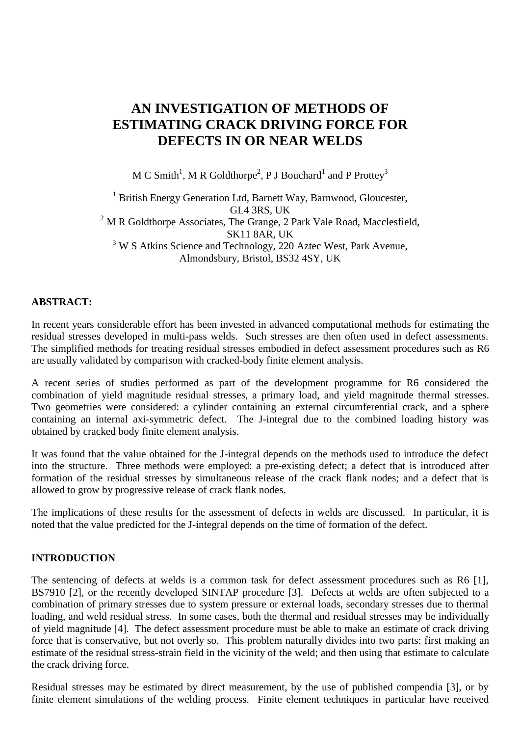# AN INVESTIGATION OF METHODS OF ESTIMATING CRACK DRIVING FORCE FOR DEFECTS IN OR NEAR WELDS

M C Smith[1], M R Goldthorpe[2], P J Bouchard[1] and P Prottey[3]

[1] British Energy Generation Ltd, Barnett Way, Barnwood, Gloucester, GL4 3RS, UK
[2] M R Goldthorpe Associates, The Grange, 2 Park Vale Road, Macclesfield, SK11 8AR, UK
[3] W S Atkins Science and Technology, 220 Aztec West, Park Avenue, Almondsbury, Bristol, BS32 4SY, UK

**ABSTRACT:**

In recent years considerable effort has been invested in advanced computational methods for estimating the residual stresses developed in multi-pass welds. Such stresses are then often used in defect assessments. The simplified methods for treating residual stresses embodied in defect assessment procedures such as R6 are usually validated by comparison with cracked-body finite element analysis.

A recent series of studies performed as part of the development programme for R6 considered the combination of yield magnitude residual stresses, a primary load, and yield magnitude thermal stresses. Two geometries were considered: a cylinder containing an external circumferential crack, and a sphere containing an internal axi-symmetric defect. The J-integral due to the combined loading history was obtained by cracked body finite element analysis.

It was found that the value obtained for the J-integral depends on the methods used to introduce the defect into the structure. Three methods were employed: a pre-existing defect; a defect that is introduced after formation of the residual stresses by simultaneous release of the crack flank nodes; and a defect that is allowed to grow by progressive release of crack flank nodes.

The implications of these results for the assessment of defects in welds are discussed. In particular, it is noted that the value predicted for the J-integral depends on the time of formation of the defect.

**INTRODUCTION**

The sentencing of defects at welds is a common task for defect assessment procedures such as R6 [1], BS7910 [2], or the recently developed SINTAP procedure [3]. Defects at welds are often subjected to a combination of primary stresses due to system pressure or external loads, secondary stresses due to thermal loading, and weld residual stress. In some cases, both the thermal and residual stresses may be individually of yield magnitude [4]. The defect assessment procedure must be able to make an estimate of crack driving force that is conservative, but not overly so. This problem naturally divides into two parts: first making an estimate of the residual stress-strain field in the vicinity of the weld; and then using that estimate to calculate the crack driving force.

Residual stresses may be estimated by direct measurement, by the use of published compendia [3], or by finite element simulations of the welding process. Finite element techniques in particular have received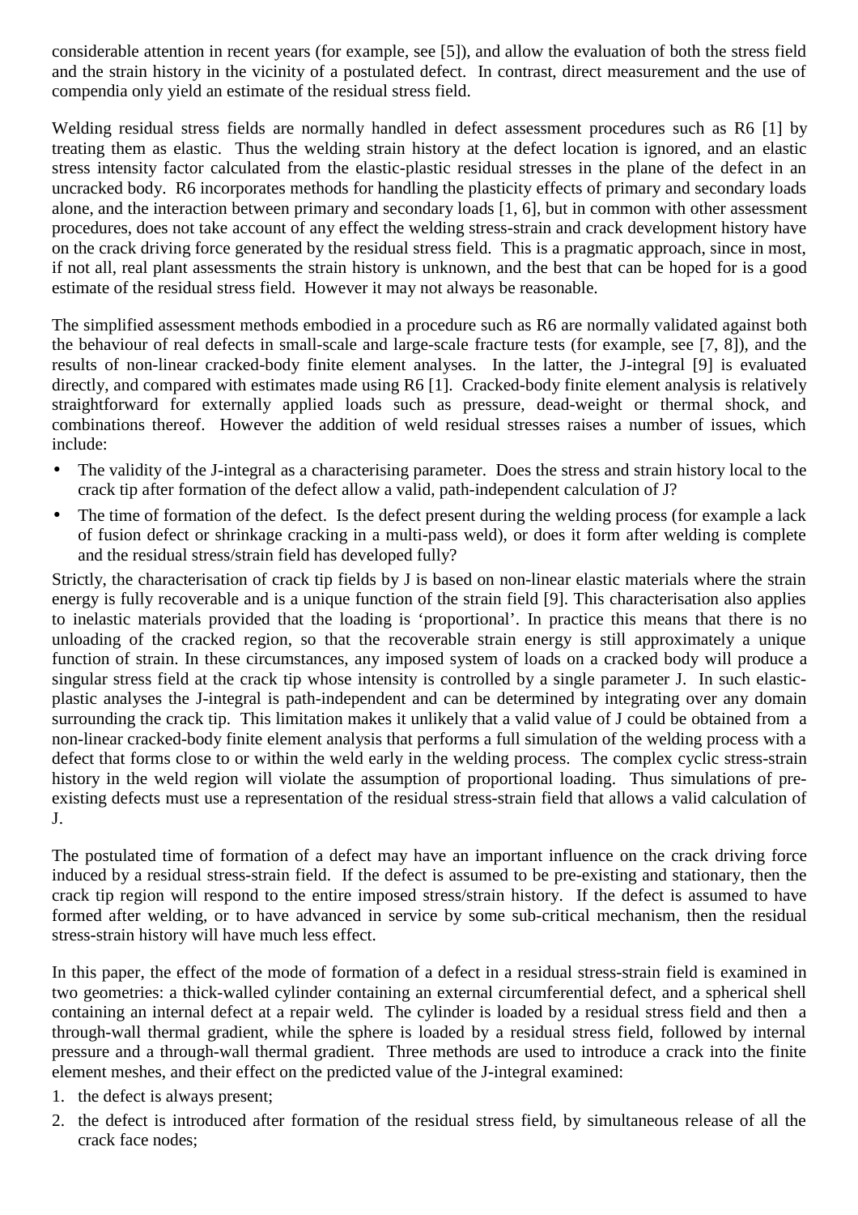considerable attention in recent years (for example, see [5]), and allow the evaluation of both the stress field and the strain history in the vicinity of a postulated defect. In contrast, direct measurement and the use of compendia only yield an estimate of the residual stress field.

Welding residual stress fields are normally handled in defect assessment procedures such as R6 [1] by treating them as elastic. Thus the welding strain history at the defect location is ignored, and an elastic stress intensity factor calculated from the elastic-plastic residual stresses in the plane of the defect in an uncracked body. R6 incorporates methods for handling the plasticity effects of primary and secondary loads alone, and the interaction between primary and secondary loads [1, 6], but in common with other assessment procedures, does not take account of any effect the welding stress-strain and crack development history have on the crack driving force generated by the residual stress field. This is a pragmatic approach, since in most, if not all, real plant assessments the strain history is unknown, and the best that can be hoped for is a good estimate of the residual stress field. However it may not always be reasonable.

The simplified assessment methods embodied in a procedure such as R6 are normally validated against both the behaviour of real defects in small-scale and large-scale fracture tests (for example, see [7, 8]), and the results of non-linear cracked-body finite element analyses. In the latter, the J-integral [9] is evaluated directly, and compared with estimates made using R6 [1]. Cracked-body finite element analysis is relatively straightforward for externally applied loads such as pressure, dead-weight or thermal shock, and combinations thereof. However the addition of weld residual stresses raises a number of issues, which include:

- The validity of the J-integral as a characterising parameter. Does the stress and strain history local to the crack tip after formation of the defect allow a valid, path-independent calculation of J?
- The time of formation of the defect. Is the defect present during the welding process (for example a lack of fusion defect or shrinkage cracking in a multi-pass weld), or does it form after welding is complete and the residual stress/strain field has developed fully?

Strictly, the characterisation of crack tip fields by J is based on non-linear elastic materials where the strain energy is fully recoverable and is a unique function of the strain field [9]. This characterisation also applies to inelastic materials provided that the loading is 'proportional'. In practice this means that there is no unloading of the cracked region, so that the recoverable strain energy is still approximately a unique function of strain. In these circumstances, any imposed system of loads on a cracked body will produce a singular stress field at the crack tip whose intensity is controlled by a single parameter J. In such elastic-plastic analyses the J-integral is path-independent and can be determined by integrating over any domain surrounding the crack tip. This limitation makes it unlikely that a valid value of J could be obtained from a non-linear cracked-body finite element analysis that performs a full simulation of the welding process with a defect that forms close to or within the weld early in the welding process. The complex cyclic stress-strain history in the weld region will violate the assumption of proportional loading. Thus simulations of pre-existing defects must use a representation of the residual stress-strain field that allows a valid calculation of J.

The postulated time of formation of a defect may have an important influence on the crack driving force induced by a residual stress-strain field. If the defect is assumed to be pre-existing and stationary, then the crack tip region will respond to the entire imposed stress/strain history. If the defect is assumed to have formed after welding, or to have advanced in service by some sub-critical mechanism, then the residual stress-strain history will have much less effect.

In this paper, the effect of the mode of formation of a defect in a residual stress-strain field is examined in two geometries: a thick-walled cylinder containing an external circumferential defect, and a spherical shell containing an internal defect at a repair weld. The cylinder is loaded by a residual stress field and then a through-wall thermal gradient, while the sphere is loaded by a residual stress field, followed by internal pressure and a through-wall thermal gradient. Three methods are used to introduce a crack into the finite element meshes, and their effect on the predicted value of the J-integral examined:

1. the defect is always present;
2. the defect is introduced after formation of the residual stress field, by simultaneous release of all the crack face nodes;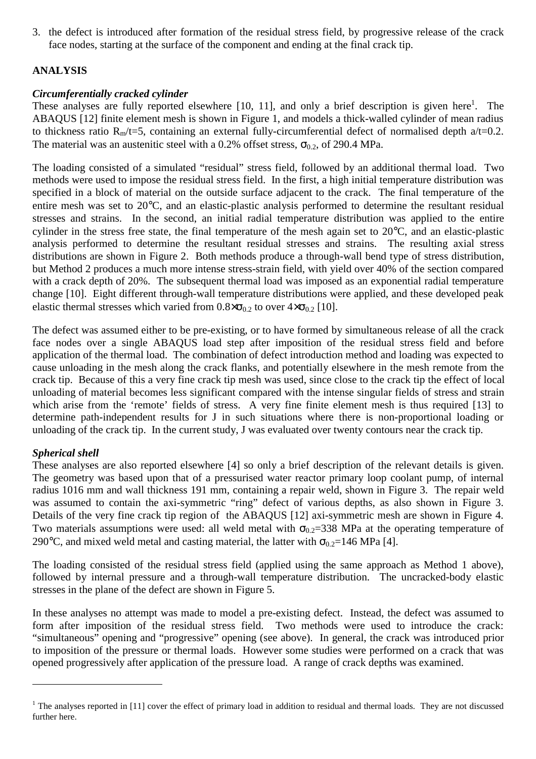3. the defect is introduced after formation of the residual stress field, by progressive release of the crack face nodes, starting at the surface of the component and ending at the final crack tip.

## ANALYSIS

### *Circumferentially cracked cylinder*

These analyses are fully reported elsewhere [10, 11], and only a brief description is given here[1]. The ABAQUS [12] finite element mesh is shown in Figure 1, and models a thick-walled cylinder of mean radius to thickness ratio $R_m/t=5$, containing an external fully-circumferential defect of normalised depth $a/t=0.2$. The material was an austenitic steel with a 0.2% offset stress, $\sigma_{0.2}$, of 290.4 MPa.

The loading consisted of a simulated "residual" stress field, followed by an additional thermal load. Two methods were used to impose the residual stress field. In the first, a high initial temperature distribution was specified in a block of material on the outside surface adjacent to the crack. The final temperature of the entire mesh was set to 20°C, and an elastic-plastic analysis performed to determine the resultant residual stresses and strains. In the second, an initial radial temperature distribution was applied to the entire cylinder in the stress free state, the final temperature of the mesh again set to 20°C, and an elastic-plastic analysis performed to determine the resultant residual stresses and strains. The resulting axial stress distributions are shown in Figure 2. Both methods produce a through-wall bend type of stress distribution, but Method 2 produces a much more intense stress-strain field, with yield over 40% of the section compared with a crack depth of 20%. The subsequent thermal load was imposed as an exponential radial temperature change [10]. Eight different through-wall temperature distributions were applied, and these developed peak elastic thermal stresses which varied from $0.8\times\sigma_{0.2}$ to over $4\times\sigma_{0.2}$ [10].

The defect was assumed either to be pre-existing, or to have formed by simultaneous release of all the crack face nodes over a single ABAQUS load step after imposition of the residual stress field and before application of the thermal load. The combination of defect introduction method and loading was expected to cause unloading in the mesh along the crack flanks, and potentially elsewhere in the mesh remote from the crack tip. Because of this a very fine crack tip mesh was used, since close to the crack tip the effect of local unloading of material becomes less significant compared with the intense singular fields of stress and strain which arise from the 'remote' fields of stress. A very fine finite element mesh is thus required [13] to determine path-independent results for J in such situations where there is non-proportional loading or unloading of the crack tip. In the current study, J was evaluated over twenty contours near the crack tip.

### *Spherical shell*

These analyses are also reported elsewhere [4] so only a brief description of the relevant details is given. The geometry was based upon that of a pressurised water reactor primary loop coolant pump, of internal radius 1016 mm and wall thickness 191 mm, containing a repair weld, shown in Figure 3. The repair weld was assumed to contain the axi-symmetric "ring" defect of various depths, as also shown in Figure 3. Details of the very fine crack tip region of the ABAQUS [12] axi-symmetric mesh are shown in Figure 4. Two materials assumptions were used: all weld metal with $\sigma_{0.2}$=338 MPa at the operating temperature of 290°C, and mixed weld metal and casting material, the latter with $\sigma_{0.2}$=146 MPa [4].

The loading consisted of the residual stress field (applied using the same approach as Method 1 above), followed by internal pressure and a through-wall temperature distribution. The uncracked-body elastic stresses in the plane of the defect are shown in Figure 5.

In these analyses no attempt was made to model a pre-existing defect. Instead, the defect was assumed to form after imposition of the residual stress field. Two methods were used to introduce the crack: "simultaneous" opening and "progressive" opening (see above). In general, the crack was introduced prior to imposition of the pressure or thermal loads. However some studies were performed on a crack that was opened progressively after application of the pressure load. A range of crack depths was examined.

---

[1] The analyses reported in [11] cover the effect of primary load in addition to residual and thermal loads. They are not discussed further here.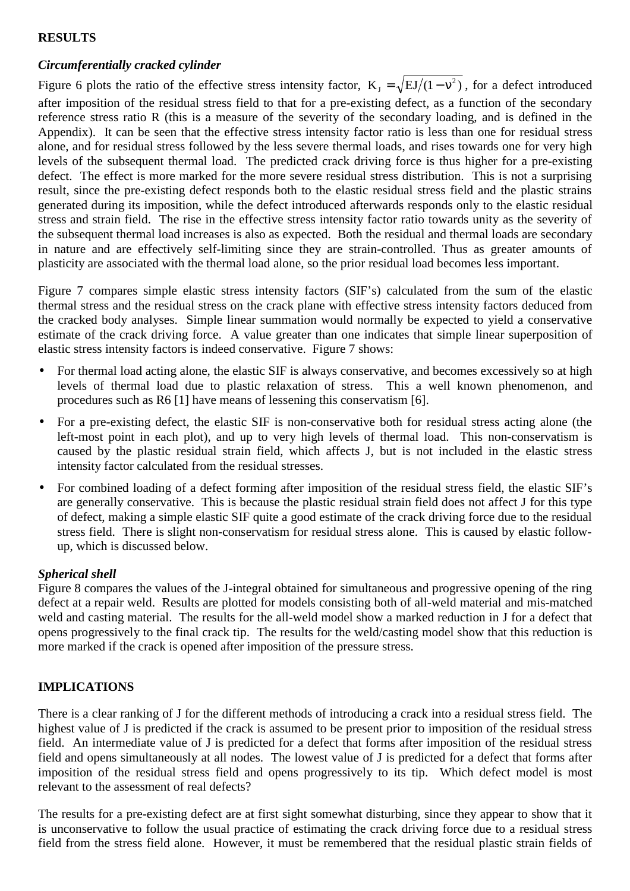**RESULTS**

***Circumferentially cracked cylinder***

Figure 6 plots the ratio of the effective stress intensity factor, $K_J = \sqrt{EJ/(1-\nu^2)}$, for a defect introduced after imposition of the residual stress field to that for a pre-existing defect, as a function of the secondary reference stress ratio R (this is a measure of the severity of the secondary loading, and is defined in the Appendix). It can be seen that the effective stress intensity factor ratio is less than one for residual stress alone, and for residual stress followed by the less severe thermal loads, and rises towards one for very high levels of the subsequent thermal load. The predicted crack driving force is thus higher for a pre-existing defect. The effect is more marked for the more severe residual stress distribution. This is not a surprising result, since the pre-existing defect responds both to the elastic residual stress field and the plastic strains generated during its imposition, while the defect introduced afterwards responds only to the elastic residual stress and strain field. The rise in the effective stress intensity factor ratio towards unity as the severity of the subsequent thermal load increases is also as expected. Both the residual and thermal loads are secondary in nature and are effectively self-limiting since they are strain-controlled. Thus as greater amounts of plasticity are associated with the thermal load alone, so the prior residual load becomes less important.

Figure 7 compares simple elastic stress intensity factors (SIF's) calculated from the sum of the elastic thermal stress and the residual stress on the crack plane with effective stress intensity factors deduced from the cracked body analyses. Simple linear summation would normally be expected to yield a conservative estimate of the crack driving force. A value greater than one indicates that simple linear superposition of elastic stress intensity factors is indeed conservative. Figure 7 shows:

- For thermal load acting alone, the elastic SIF is always conservative, and becomes excessively so at high levels of thermal load due to plastic relaxation of stress. This a well known phenomenon, and procedures such as R6 [1] have means of lessening this conservatism [6].
- For a pre-existing defect, the elastic SIF is non-conservative both for residual stress acting alone (the left-most point in each plot), and up to very high levels of thermal load. This non-conservatism is caused by the plastic residual strain field, which affects J, but is not included in the elastic stress intensity factor calculated from the residual stresses.
- For combined loading of a defect forming after imposition of the residual stress field, the elastic SIF's are generally conservative. This is because the plastic residual strain field does not affect J for this type of defect, making a simple elastic SIF quite a good estimate of the crack driving force due to the residual stress field. There is slight non-conservatism for residual stress alone. This is caused by elastic follow-up, which is discussed below.

***Spherical shell***

Figure 8 compares the values of the J-integral obtained for simultaneous and progressive opening of the ring defect at a repair weld. Results are plotted for models consisting both of all-weld material and mis-matched weld and casting material. The results for the all-weld model show a marked reduction in J for a defect that opens progressively to the final crack tip. The results for the weld/casting model show that this reduction is more marked if the crack is opened after imposition of the pressure stress.

**IMPLICATIONS**

There is a clear ranking of J for the different methods of introducing a crack into a residual stress field. The highest value of J is predicted if the crack is assumed to be present prior to imposition of the residual stress field. An intermediate value of J is predicted for a defect that forms after imposition of the residual stress field and opens simultaneously at all nodes. The lowest value of J is predicted for a defect that forms after imposition of the residual stress field and opens progressively to its tip. Which defect model is most relevant to the assessment of real defects?

The results for a pre-existing defect are at first sight somewhat disturbing, since they appear to show that it is unconservative to follow the usual practice of estimating the crack driving force due to a residual stress field from the stress field alone. However, it must be remembered that the residual plastic strain fields of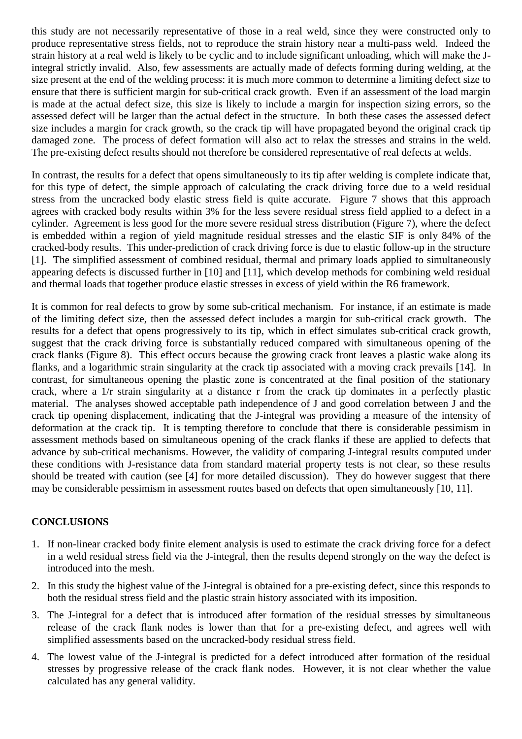this study are not necessarily representative of those in a real weld, since they were constructed only to produce representative stress fields, not to reproduce the strain history near a multi-pass weld. Indeed the strain history at a real weld is likely to be cyclic and to include significant unloading, which will make the J-integral strictly invalid. Also, few assessments are actually made of defects forming during welding, at the size present at the end of the welding process: it is much more common to determine a limiting defect size to ensure that there is sufficient margin for sub-critical crack growth. Even if an assessment of the load margin is made at the actual defect size, this size is likely to include a margin for inspection sizing errors, so the assessed defect will be larger than the actual defect in the structure. In both these cases the assessed defect size includes a margin for crack growth, so the crack tip will have propagated beyond the original crack tip damaged zone. The process of defect formation will also act to relax the stresses and strains in the weld. The pre-existing defect results should not therefore be considered representative of real defects at welds.

In contrast, the results for a defect that opens simultaneously to its tip after welding is complete indicate that, for this type of defect, the simple approach of calculating the crack driving force due to a weld residual stress from the uncracked body elastic stress field is quite accurate. Figure 7 shows that this approach agrees with cracked body results within 3% for the less severe residual stress field applied to a defect in a cylinder. Agreement is less good for the more severe residual stress distribution (Figure 7), where the defect is embedded within a region of yield magnitude residual stresses and the elastic SIF is only 84% of the cracked-body results. This under-prediction of crack driving force is due to elastic follow-up in the structure [1]. The simplified assessment of combined residual, thermal and primary loads applied to simultaneously appearing defects is discussed further in [10] and [11], which develop methods for combining weld residual and thermal loads that together produce elastic stresses in excess of yield within the R6 framework.

It is common for real defects to grow by some sub-critical mechanism. For instance, if an estimate is made of the limiting defect size, then the assessed defect includes a margin for sub-critical crack growth. The results for a defect that opens progressively to its tip, which in effect simulates sub-critical crack growth, suggest that the crack driving force is substantially reduced compared with simultaneous opening of the crack flanks (Figure 8). This effect occurs because the growing crack front leaves a plastic wake along its flanks, and a logarithmic strain singularity at the crack tip associated with a moving crack prevails [14]. In contrast, for simultaneous opening the plastic zone is concentrated at the final position of the stationary crack, where a $1/r$ strain singularity at a distance $r$ from the crack tip dominates in a perfectly plastic material. The analyses showed acceptable path independence of J and good correlation between J and the crack tip opening displacement, indicating that the J-integral was providing a measure of the intensity of deformation at the crack tip. It is tempting therefore to conclude that there is considerable pessimism in assessment methods based on simultaneous opening of the crack flanks if these are applied to defects that advance by sub-critical mechanisms. However, the validity of comparing J-integral results computed under these conditions with J-resistance data from standard material property tests is not clear, so these results should be treated with caution (see [4] for more detailed discussion). They do however suggest that there may be considerable pessimism in assessment routes based on defects that open simultaneously [10, 11].

## CONCLUSIONS

1. If non-linear cracked body finite element analysis is used to estimate the crack driving force for a defect in a weld residual stress field via the J-integral, then the results depend strongly on the way the defect is introduced into the mesh.
2. In this study the highest value of the J-integral is obtained for a pre-existing defect, since this responds to both the residual stress field and the plastic strain history associated with its imposition.
3. The J-integral for a defect that is introduced after formation of the residual stresses by simultaneous release of the crack flank nodes is lower than that for a pre-existing defect, and agrees well with simplified assessments based on the uncracked-body residual stress field.
4. The lowest value of the J-integral is predicted for a defect introduced after formation of the residual stresses by progressive release of the crack flank nodes. However, it is not clear whether the value calculated has any general validity.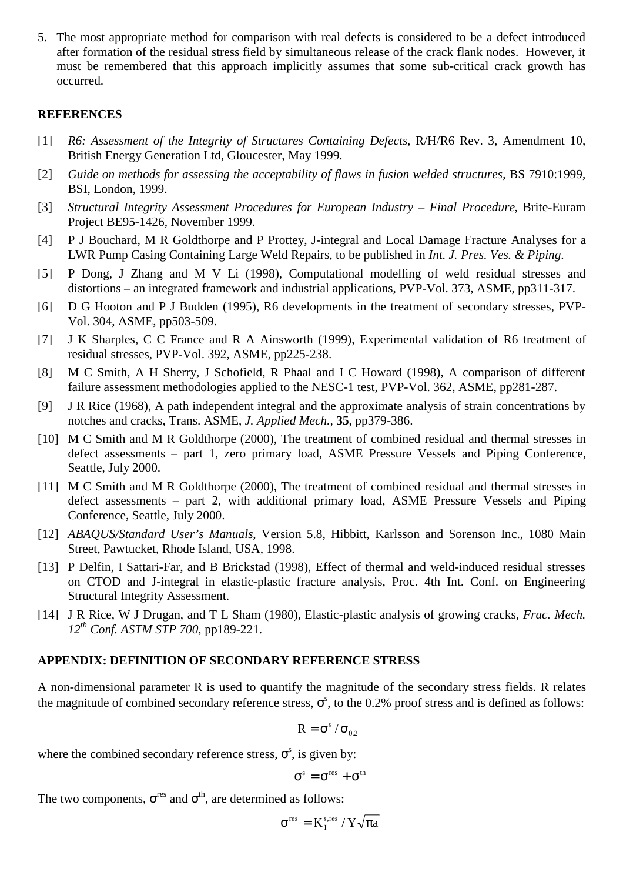5. The most appropriate method for comparison with real defects is considered to be a defect introduced after formation of the residual stress field by simultaneous release of the crack flank nodes. However, it must be remembered that this approach implicitly assumes that some sub-critical crack growth has occurred.

## REFERENCES

[1] *R6: Assessment of the Integrity of Structures Containing Defects*, R/H/R6 Rev. 3, Amendment 10, British Energy Generation Ltd, Gloucester, May 1999.

[2] *Guide on methods for assessing the acceptability of flaws in fusion welded structures*, BS 7910:1999, BSI, London, 1999.

[3] *Structural Integrity Assessment Procedures for European Industry – Final Procedure*, Brite-Euram Project BE95-1426, November 1999.

[4] P J Bouchard, M R Goldthorpe and P Prottey, J-integral and Local Damage Fracture Analyses for a LWR Pump Casing Containing Large Weld Repairs, to be published in *Int. J. Pres. Ves. & Piping*.

[5] P Dong, J Zhang and M V Li (1998), Computational modelling of weld residual stresses and distortions – an integrated framework and industrial applications, PVP-Vol. 373, ASME, pp311-317.

[6] D G Hooton and P J Budden (1995), R6 developments in the treatment of secondary stresses, PVP-Vol. 304, ASME, pp503-509.

[7] J K Sharples, C C France and R A Ainsworth (1999), Experimental validation of R6 treatment of residual stresses, PVP-Vol. 392, ASME, pp225-238.

[8] M C Smith, A H Sherry, J Schofield, R Phaal and I C Howard (1998), A comparison of different failure assessment methodologies applied to the NESC-1 test, PVP-Vol. 362, ASME, pp281-287.

[9] J R Rice (1968), A path independent integral and the approximate analysis of strain concentrations by notches and cracks, Trans. ASME, *J. Applied Mech.,* **35**, pp379-386.

[10] M C Smith and M R Goldthorpe (2000), The treatment of combined residual and thermal stresses in defect assessments – part 1, zero primary load, ASME Pressure Vessels and Piping Conference, Seattle, July 2000.

[11] M C Smith and M R Goldthorpe (2000), The treatment of combined residual and thermal stresses in defect assessments – part 2, with additional primary load, ASME Pressure Vessels and Piping Conference, Seattle, July 2000.

[12] *ABAQUS/Standard User's Manuals*, Version 5.8, Hibbitt, Karlsson and Sorenson Inc., 1080 Main Street, Pawtucket, Rhode Island, USA, 1998.

[13] P Delfin, I Sattari-Far, and B Brickstad (1998), Effect of thermal and weld-induced residual stresses on CTOD and J-integral in elastic-plastic fracture analysis, Proc. 4th Int. Conf. on Engineering Structural Integrity Assessment.

[14] J R Rice, W J Drugan, and T L Sham (1980), Elastic-plastic analysis of growing cracks, *Frac. Mech. 12th Conf. ASTM STP 700*, pp189-221.

## APPENDIX: DEFINITION OF SECONDARY REFERENCE STRESS

A non-dimensional parameter R is used to quantify the magnitude of the secondary stress fields. R relates the magnitude of combined secondary reference stress, $\sigma^s$, to the 0.2% proof stress and is defined as follows:

$$R = \sigma^s / \sigma_{0.2}$$

where the combined secondary reference stress, $\sigma^s$, is given by:

$$\sigma^s = \sigma^{res} + \sigma^{th}$$

The two components, $\sigma^{res}$ and $\sigma^{th}$, are determined as follows:

$$\sigma^{res} = K_I^{s,res} / Y\sqrt{\pi a}$$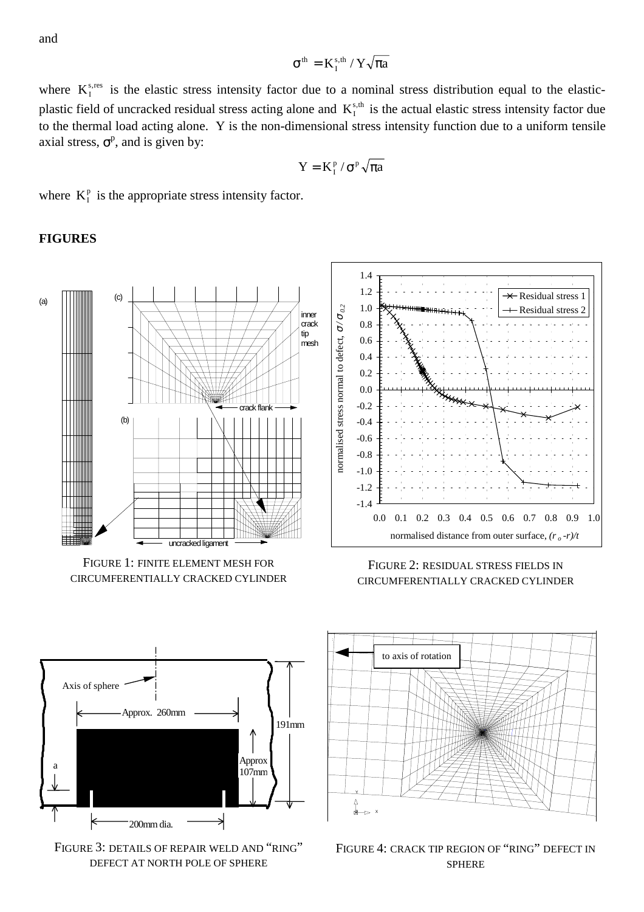and

$$\sigma^{th} = K_I^{s,th} / Y\sqrt{\pi a}$$

where $K_I^{s,res}$ is the elastic stress intensity factor due to a nominal stress distribution equal to the elastic-plastic field of uncracked residual stress acting alone and $K_I^{s,th}$ is the actual elastic stress intensity factor due to the thermal load acting alone. Y is the non-dimensional stress intensity function due to a uniform tensile axial stress, $\sigma^p$, and is given by:

$$Y = K_I^p / \sigma^p \sqrt{\pi a}$$

where $K_I^p$ is the appropriate stress intensity factor.

**FIGURES**

FIGURE 1: FINITE ELEMENT MESH FOR CIRCUMFERENTIALLY CRACKED CYLINDER

FIGURE 2: RESIDUAL STRESS FIELDS IN CIRCUMFERENTIALLY CRACKED CYLINDER

FIGURE 3: DETAILS OF REPAIR WELD AND "RING" DEFECT AT NORTH POLE OF SPHERE

FIGURE 4: CRACK TIP REGION OF "RING" DEFECT IN SPHERE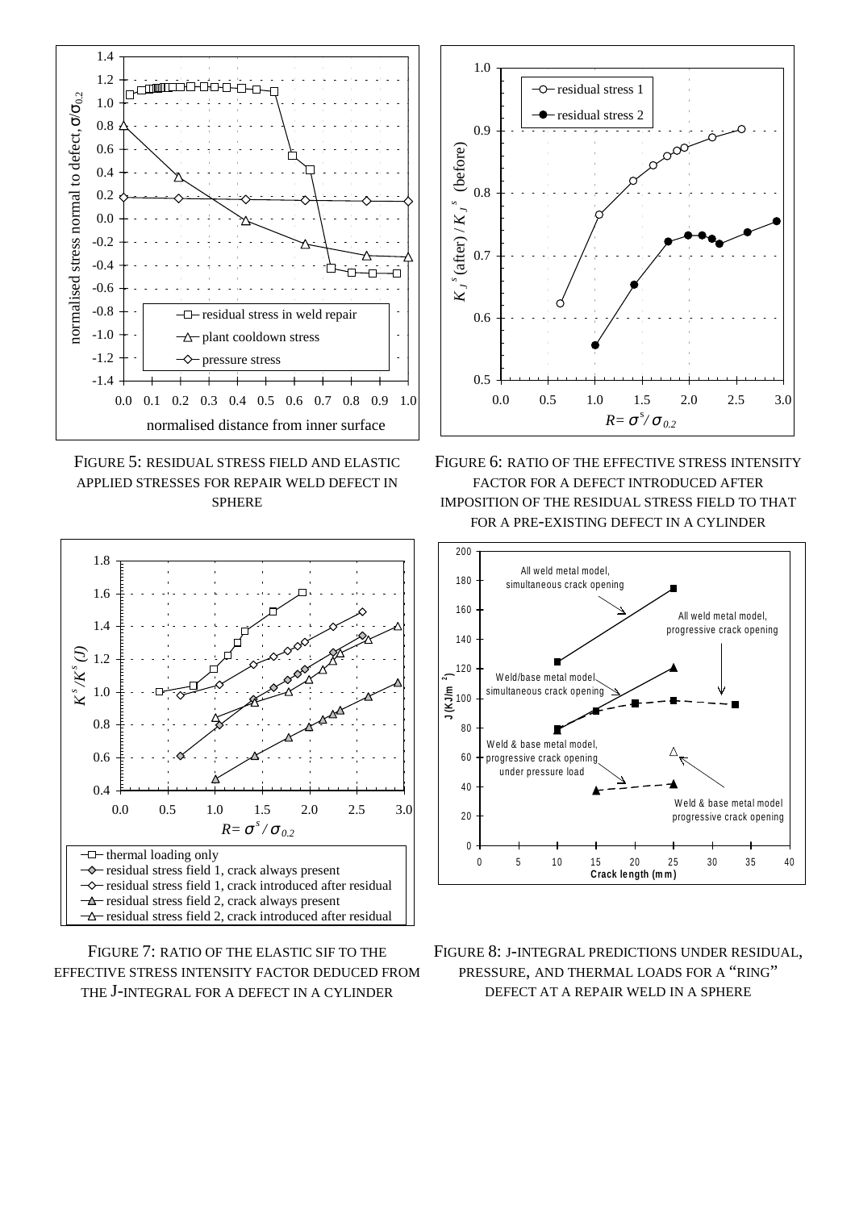1.4
1.2
1.0
0.8
0.6
0.4
0.2
0.0
-0.2
-0.4
-0.6
-0.8
-1.0
-1.2
-1.4

0.0 0.1 0.2 0.3 0.4 0.5 0.6 0.7 0.8 0.9 1.0

normalised stress normal to defect, $\sigma/\sigma_{0.2}$

normalised distance from inner surface

residual stress in weld repair

plant cooldown stress

pressure stress

FIGURE 5: RESIDUAL STRESS FIELD AND ELASTIC APPLIED STRESSES FOR REPAIR WELD DEFECT IN SPHERE

1.0
0.9
0.8
0.7
0.6
0.5

0.0 0.5 1.0 1.5 2.0 2.5 3.0

$K_J^{\,s}$ (after) / $K_J^{\,s}$ (before)

$R = \sigma^s / \sigma_{0.2}$

residual stress 1

residual stress 2

FIGURE 6: RATIO OF THE EFFECTIVE STRESS INTENSITY FACTOR FOR A DEFECT INTRODUCED AFTER IMPOSITION OF THE RESIDUAL STRESS FIELD TO THAT FOR A PRE-EXISTING DEFECT IN A CYLINDER

1.8
1.6
1.4
1.2
1.0
0.8
0.6
0.4

0.0 0.5 1.0 1.5 2.0 2.5 3.0

$K^s / K^s (J)$

$R = \sigma^s / \sigma_{0.2}$

thermal loading only

residual stress field 1, crack always present

residual stress field 1, crack introduced after residual

residual stress field 2, crack always present

residual stress field 2, crack introduced after residual

FIGURE 7: RATIO OF THE ELASTIC SIF TO THE EFFECTIVE STRESS INTENSITY FACTOR DEDUCED FROM THE J-INTEGRAL FOR A DEFECT IN A CYLINDER

200
180
160
140
120
100
80
60
40
20
0

0 5 10 15 20 25 30 35 40

J (KJ/m $^2$)

Crack length (mm)

All weld metal model, simultaneous crack opening

All weld metal model, progressive crack opening

Weld/base metal model, simultaneous crack opening

Weld & base metal model, progressive crack opening under pressure load

Weld & base metal model progressive crack opening

FIGURE 8: J-INTEGRAL PREDICTIONS UNDER RESIDUAL, PRESSURE, AND THERMAL LOADS FOR A "RING" DEFECT AT A REPAIR WELD IN A SPHERE